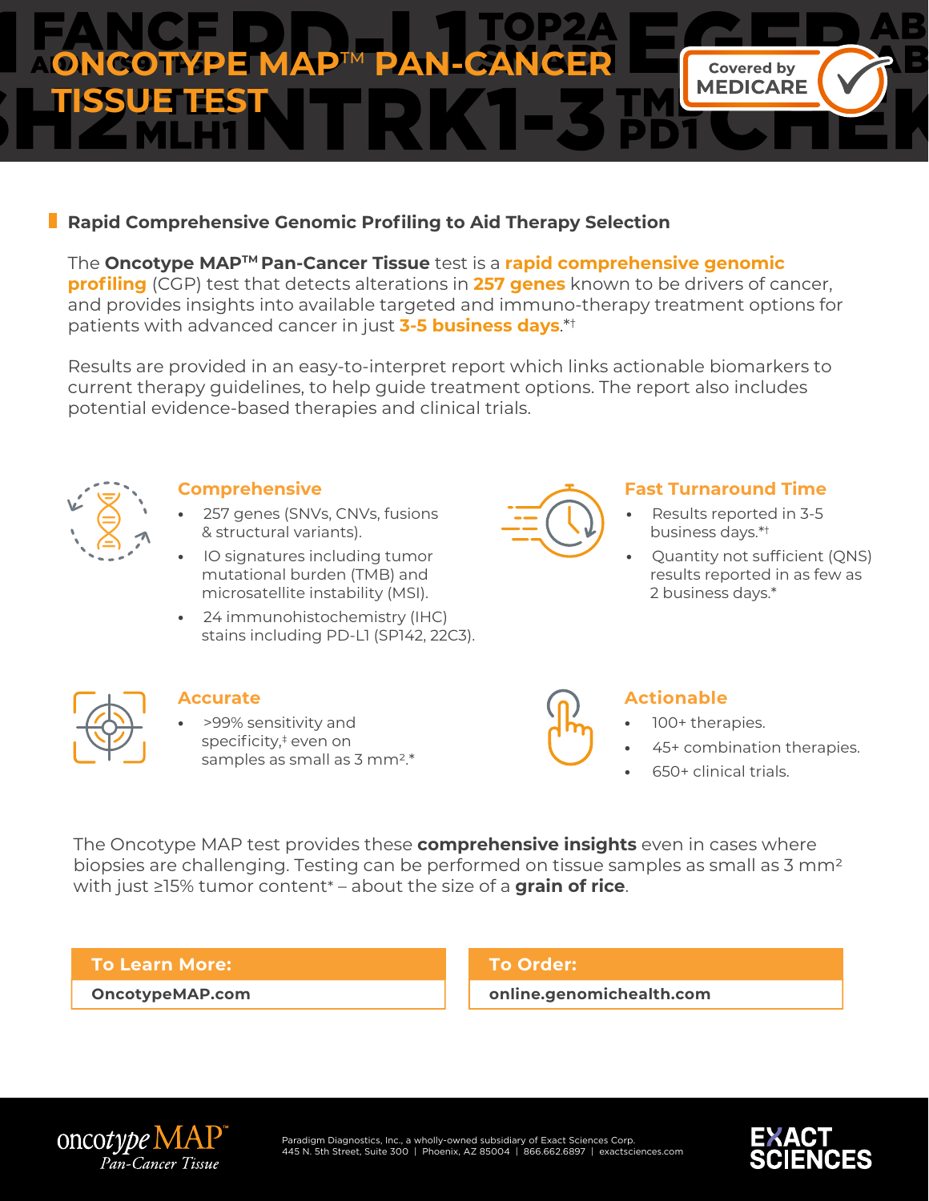# ONCOTYPE MAP™ PAN-CANCER TISSUE TEST

Covered by MEDICARE

## Rapid Comprehensive Genomic Profiling to Aid Therapy Selection

The **Oncotype MAP™ Pan-Cancer Tissue** test is a **rapid comprehensive genomic profiling** (CGP) test that detects alterations in **257 genes** known to be drivers of cancer, and provides insights into available targeted and immuno-therapy treatment options for patients with advanced cancer in just **3-5 business days**.*†

Results are provided in an easy-to-interpret report which links actionable biomarkers to current therapy guidelines, to help guide treatment options. The report also includes potential evidence-based therapies and clinical trials.

### Comprehensive

- 257 genes (SNVs, CNVs, fusions & structural variants).
- IO signatures including tumor mutational burden (TMB) and microsatellite instability (MSI).
- 24 immunohistochemistry (IHC) stains including PD-L1 (SP142, 22C3).

### Fast Turnaround Time

- Results reported in 3-5 business days.*†
- Quantity not sufficient (QNS) results reported in as few as 2 business days.*

### Accurate

- >99% sensitivity and specificity,‡ even on samples as small as 3 mm².*

### Actionable

- 100+ therapies.
- 45+ combination therapies.
- 650+ clinical trials.

The Oncotype MAP test provides these **comprehensive insights** even in cases where biopsies are challenging. Testing can be performed on tissue samples as small as 3 mm² with just ≥15% tumor content* – about the size of a **grain of rice**.

| To Learn More: | To Order: |
|---|---|
| **OncotypeMAP.com** | **online.genomichealth.com** |

oncotype MAP™ Pan-Cancer Tissue

Paradigm Diagnostics, Inc., a wholly-owned subsidiary of Exact Sciences Corp.
445 N. 5th Street, Suite 300 | Phoenix, AZ 85004 | 866.662.6897 | exactsciences.com

EXACT SCIENCES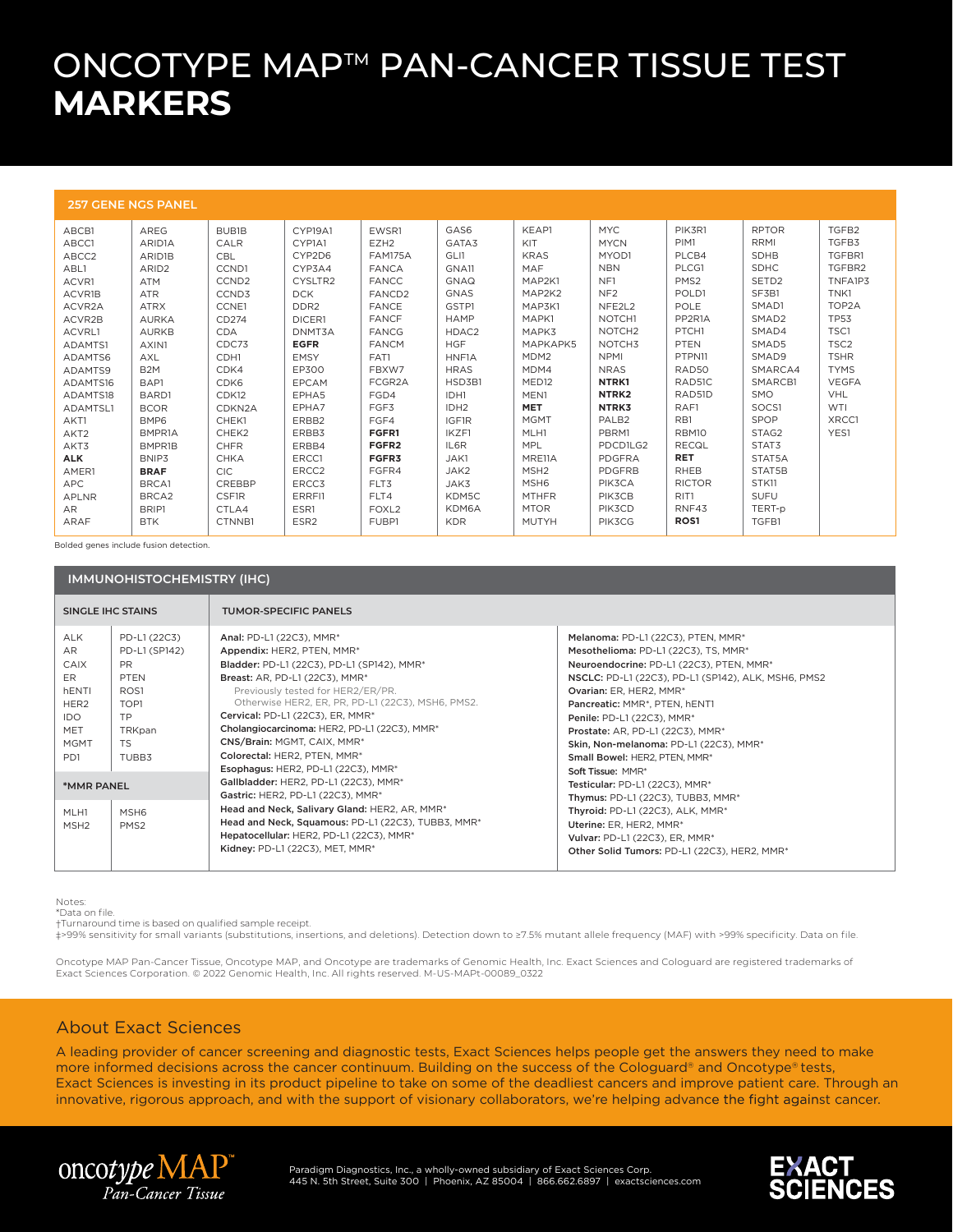# ONCOTYPE MAP™ PAN-CANCER TISSUE TEST **MARKERS**

## 257 GENE NGS PANEL

| | | | | | | | | | | | |
|---|---|---|---|---|---|---|---|---|---|---|---|
| ABCB1 | AREG | BUB1B | CYP19A1 | EWSR1 | GAS6 | KEAP1 | MYC | PIK3R1 | RPTOR | TGFB2 |
| ABCC1 | ARID1A | CALR | CYP1A1 | EZH2 | GATA3 | KIT | MYCN | PIM1 | RRM1 | TGFB3 |
| ABCC2 | ARID1B | CBL | CYP2D6 | FAM175A | GLI1 | KRAS | MYOD1 | PLCB4 | SDHB | TGFBR1 |
| ABL1 | ARID2 | CCND1 | CYP3A4 | FANCA | GNA11 | MAF | NBN | PLCG1 | SDHC | TGFBR2 |
| ACVR1 | ATM | CCND2 | CYSLTR2 | FANCC | GNAQ | MAP2K1 | NF1 | PMS2 | SETD2 | TNFAIP3 |
| ACVR1B | ATR | CCND3 | DCK | FANCD2 | GNAS | MAP2K2 | NF2 | POLD1 | SF3B1 | TNK1 |
| ACVR2A | ATRX | CCNE1 | DDR2 | FANCE | GSTP1 | MAP3K1 | NFE2L2 | POLE | SMAD1 | TOP2A |
| ACVR2B | AURKA | CD274 | DICER1 | FANCF | HAMP | MAPK1 | NOTCH1 | PP2R1A | SMAD2 | TP53 |
| ACVRL1 | AURKB | CDA | DNMT3A | FANCG | HDAC2 | MAPK3 | NOTCH2 | PTCH1 | SMAD4 | TSC1 |
| ADAMTS1 | AXIN1 | CDC73 | **EGFR** | FANCM | HGF | MAPKAPK5 | NOTCH3 | PTEN | SMAD5 | TSC2 |
| ADAMTS6 | AXL | CDH1 | EMSY | FAT1 | HNF1A | MDM2 | NPM1 | PTPN11 | SMAD9 | TSHR |
| ADAMTS9 | B2M | CDK4 | EP300 | FBXW7 | HRAS | MDM4 | NRAS | RAD50 | SMARCA4 | TYMS |
| ADAMTS16 | BAP1 | CDK6 | EPCAM | FCGR2A | HSD3B1 | MED12 | **NTRK1** | RAD51C | SMARCB1 | VEGFA |
| ADAMTS18 | BARD1 | CDK12 | EPHA5 | FGD4 | IDH1 | MEN1 | **NTRK2** | RAD51D | SMO | VHL |
| ADAMTSL1 | BCOR | CDKN2A | EPHA7 | FGF3 | IDH2 | **MET** | **NTRK3** | RAF1 | SOCS1 | WT1 |
| AKT1 | BMP6 | CHEK1 | ERBB2 | FGF4 | IGF1R | MGMT | PALB2 | RB1 | SPOP | XRCC1 |
| AKT2 | BMPR1A | CHEK2 | ERBB3 | **FGFR1** | IKZF1 | MLH1 | PBRM1 | RBM10 | STAG2 | YES1 |
| AKT3 | BMPR1B | CHFR | ERBB4 | **FGFR2** | IL6R | MPL | PDCD1LG2 | RECQL | STAT3 | |
| **ALK** | BNIP3 | CHKA | ERCC1 | **FGFR3** | JAK1 | MRE11A | PDGFRA | **RET** | STAT5A | |
| AMER1 | **BRAF** | CIC | ERCC2 | FGFR4 | JAK2 | MSH2 | PDGFRB | RHEB | STAT5B | |
| APC | BRCA1 | CREBBP | ERCC3 | FLT3 | JAK3 | MSH6 | PIK3CA | RICTOR | STK11 | |
| APLNR | BRCA2 | CSF1R | ERRFI1 | FLT4 | KDM5C | MTHFR | PIK3CB | RIT1 | SUFU | |
| AR | BRIP1 | CTLA4 | ESR1 | FOXL2 | KDM6A | MTOR | PIK3CD | RNF43 | TERT-p | |
| ARAF | BTK | CTNNB1 | ESR2 | FUBP1 | KDR | MUTYH | PIK3CG | **ROS1** | TGFB1 | |

Bolded genes include fusion detection.

## IMMUNOHISTOCHEMISTRY (IHC)

### SINGLE IHC STAINS

| | |
|---|---|
| ALK | PD-L1 (22C3) |
| AR | PD-L1 (SP142) |
| CAIX | PR |
| ER | PTEN |
| hENT1 | ROS1 |
| HER2 | TOP1 |
| IDO | TP |
| MET | TRKpan |
| MGMT | TS |
| PD1 | TUBB3 |

### *MMR PANEL

| | |
|---|---|
| MLH1 | MSH6 |
| MSH2 | PMS2 |

### TUMOR-SPECIFIC PANELS

**Anal:** PD-L1 (22C3), MMR*
**Appendix:** HER2, PTEN, MMR*
**Bladder:** PD-L1 (22C3), PD-L1 (SP142), MMR*
**Breast:** AR, PD-L1 (22C3), MMR*
Previously tested for HER2/ER/PR.
Otherwise HER2, ER, PR, PD-L1 (22C3), MSH6, PMS2.
**Cervical:** PD-L1 (22C3), ER, MMR*
**Cholangiocarcinoma:** HER2, PD-L1 (22C3), MMR*
**CNS/Brain:** MGMT, CAIX, MMR*
**Colorectal:** HER2, PTEN, MMR*
**Esophagus:** HER2, PD-L1 (22C3), MMR*
**Gallbladder:** HER2, PD-L1 (22C3), MMR*
**Gastric:** HER2, PD-L1 (22C3), MMR*
**Head and Neck, Salivary Gland:** HER2, AR, MMR*
**Head and Neck, Squamous:** PD-L1 (22C3), TUBB3, MMR*
**Hepatocellular:** HER2, PD-L1 (22C3), MMR*
**Kidney:** PD-L1 (22C3), MET, MMR*
**Melanoma:** PD-L1 (22C3), PTEN, MMR*
**Mesothelioma:** PD-L1 (22C3), TS, MMR*
**Neuroendocrine:** PD-L1 (22C3), PTEN, MMR*
**NSCLC:** PD-L1 (22C3), PD-L1 (SP142), ALK, MSH6, PMS2
**Ovarian:** ER, HER2, MMR*
**Pancreatic:** MMR*, PTEN, hENT1
**Penile:** PD-L1 (22C3), MMR*
**Prostate:** AR, PD-L1 (22C3), MMR*
**Skin, Non-melanoma:** PD-L1 (22C3), MMR*
**Small Bowel:** HER2, PTEN, MMR*
**Soft Tissue:** MMR*
**Testicular:** PD-L1 (22C3), MMR*
**Thymus:** PD-L1 (22C3), TUBB3, MMR*
**Thyroid:** PD-L1 (22C3), ALK, MMR*
**Uterine:** ER, HER2, MMR*
**Vulvar:** PD-L1 (22C3), ER, MMR*
**Other Solid Tumors:** PD-L1 (22C3), HER2, MMR*

Notes:
*Data on file.
†Turnaround time is based on qualified sample receipt.
‡>99% sensitivity for small variants (substitutions, insertions, and deletions). Detection down to ≥7.5% mutant allele frequency (MAF) with >99% specificity. Data on file.

Oncotype MAP Pan-Cancer Tissue, Oncotype MAP, and Oncotype are trademarks of Genomic Health, Inc. Exact Sciences and Cologuard are registered trademarks of Exact Sciences Corporation. © 2022 Genomic Health, Inc. All rights reserved. M-US-MAPt-00089_0322

## About Exact Sciences

A leading provider of cancer screening and diagnostic tests, Exact Sciences helps people get the answers they need to make more informed decisions across the cancer continuum. Building on the success of the Cologuard® and Oncotype® tests, Exact Sciences is investing in its product pipeline to take on some of the deadliest cancers and improve patient care. Through an innovative, rigorous approach, and with the support of visionary collaborators, we're helping advance the fight against cancer.

oncotype MAP™ Pan-Cancer Tissue

Paradigm Diagnostics, Inc., a wholly-owned subsidiary of Exact Sciences Corp.
445 N. 5th Street, Suite 300 | Phoenix, AZ 85004 | 866.662.6897 | exactsciences.com

EXACT SCIENCES